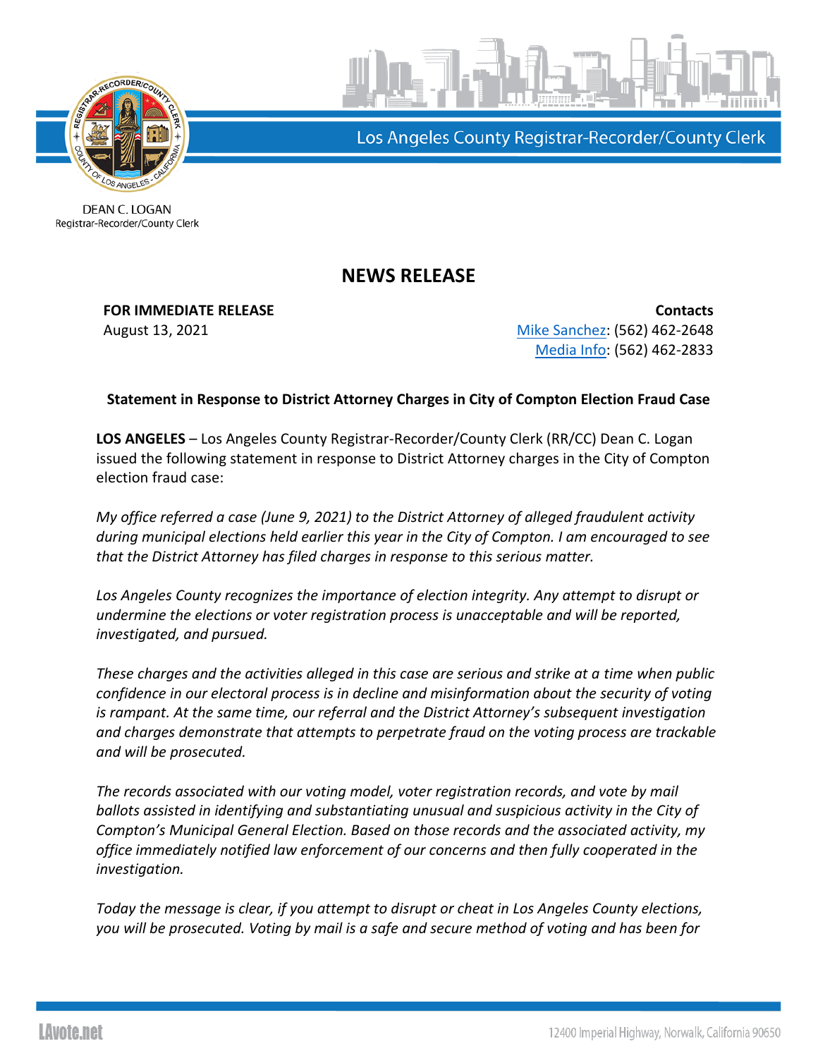Los Angeles County Registrar-Recorder/County Clerk

DEAN C. LOGAN
Registrar-Recorder/County Clerk

# NEWS RELEASE

**FOR IMMEDIATE RELEASE**
August 13, 2021

**Contacts**
Mike Sanchez: (562) 462-2648
Media Info: (562) 462-2833

**Statement in Response to District Attorney Charges in City of Compton Election Fraud Case**

**LOS ANGELES** – Los Angeles County Registrar-Recorder/County Clerk (RR/CC) Dean C. Logan issued the following statement in response to District Attorney charges in the City of Compton election fraud case:

*My office referred a case (June 9, 2021) to the District Attorney of alleged fraudulent activity during municipal elections held earlier this year in the City of Compton. I am encouraged to see that the District Attorney has filed charges in response to this serious matter.*

*Los Angeles County recognizes the importance of election integrity. Any attempt to disrupt or undermine the elections or voter registration process is unacceptable and will be reported, investigated, and pursued.*

*These charges and the activities alleged in this case are serious and strike at a time when public confidence in our electoral process is in decline and misinformation about the security of voting is rampant. At the same time, our referral and the District Attorney's subsequent investigation and charges demonstrate that attempts to perpetrate fraud on the voting process are trackable and will be prosecuted.*

*The records associated with our voting model, voter registration records, and vote by mail ballots assisted in identifying and substantiating unusual and suspicious activity in the City of Compton's Municipal General Election. Based on those records and the associated activity, my office immediately notified law enforcement of our concerns and then fully cooperated in the investigation.*

*Today the message is clear, if you attempt to disrupt or cheat in Los Angeles County elections, you will be prosecuted. Voting by mail is a safe and secure method of voting and has been for*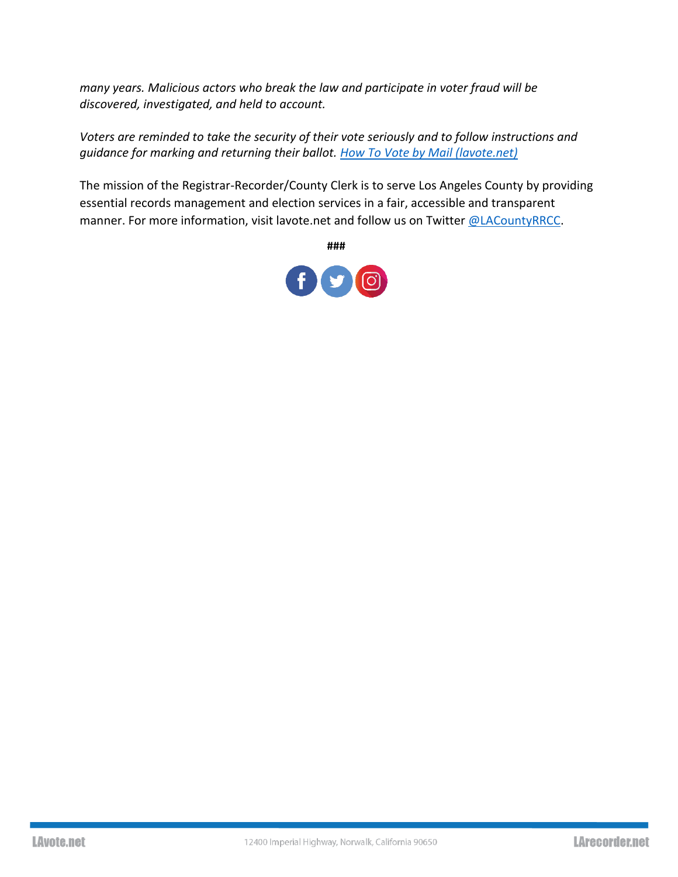*many years. Malicious actors who break the law and participate in voter fraud will be discovered, investigated, and held to account.*

*Voters are reminded to take the security of their vote seriously and to follow instructions and guidance for marking and returning their ballot. [How To Vote by Mail (lavote.net)](https://lavote.net)*

The mission of the Registrar-Recorder/County Clerk is to serve Los Angeles County by providing essential records management and election services in a fair, accessible and transparent manner. For more information, visit lavote.net and follow us on Twitter @LACountyRRCC.

**###**